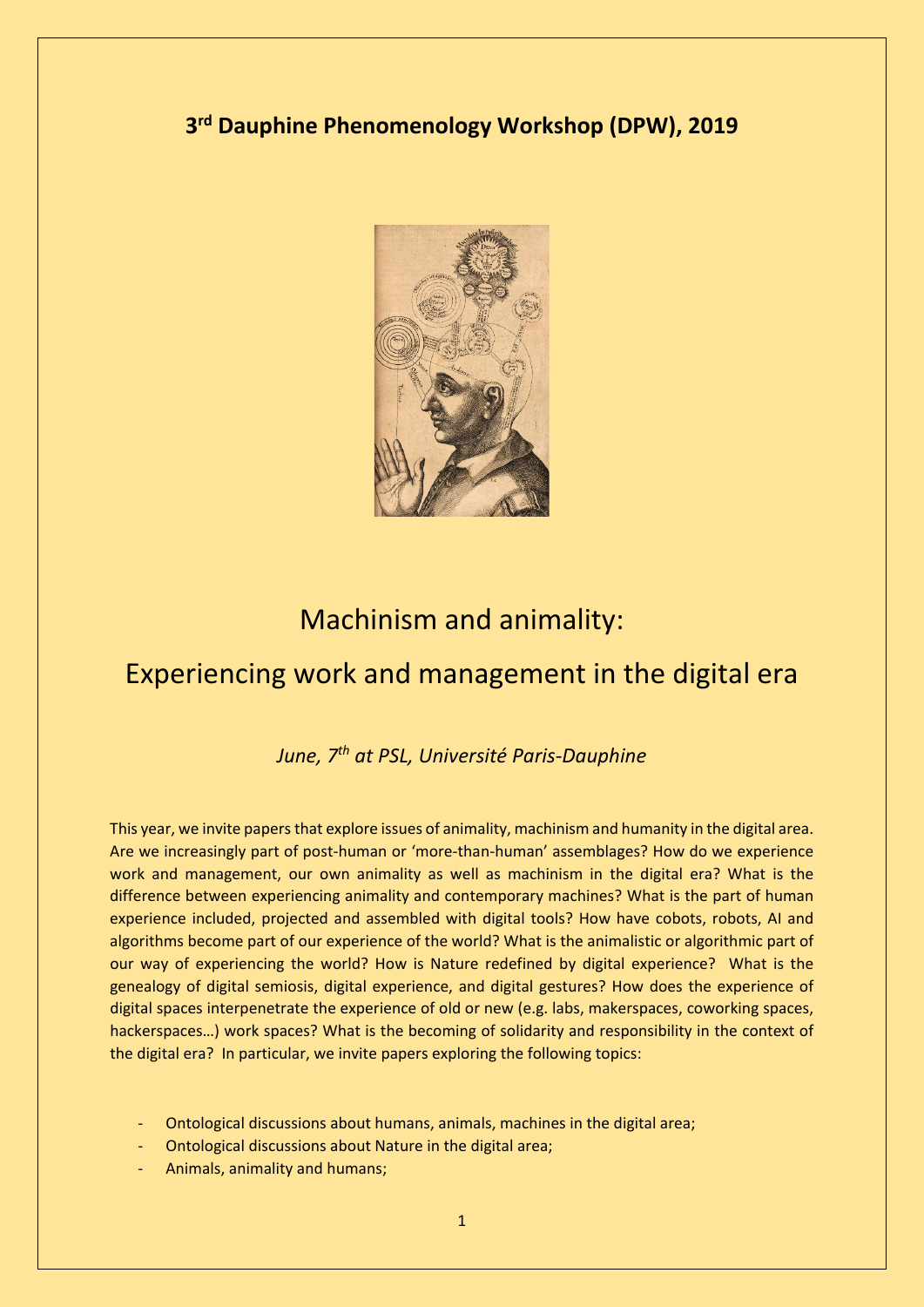## 3rd Dauphine Phenomenology Workshop (DPW), 2019

# Machinism and animality:

# Experiencing work and management in the digital era

*June, 7th at PSL, Université Paris-Dauphine*

This year, we invite papers that explore issues of animality, machinism and humanity in the digital area. Are we increasingly part of post-human or 'more-than-human' assemblages? How do we experience work and management, our own animality as well as machinism in the digital era? What is the difference between experiencing animality and contemporary machines? What is the part of human experience included, projected and assembled with digital tools? How have cobots, robots, AI and algorithms become part of our experience of the world? What is the animalistic or algorithmic part of our way of experiencing the world? How is Nature redefined by digital experience? What is the genealogy of digital semiosis, digital experience, and digital gestures? How does the experience of digital spaces interpenetrate the experience of old or new (e.g. labs, makerspaces, coworking spaces, hackerspaces…) work spaces? What is the becoming of solidarity and responsibility in the context of the digital era? In particular, we invite papers exploring the following topics:

- Ontological discussions about humans, animals, machines in the digital area;
- Ontological discussions about Nature in the digital area;
- Animals, animality and humans;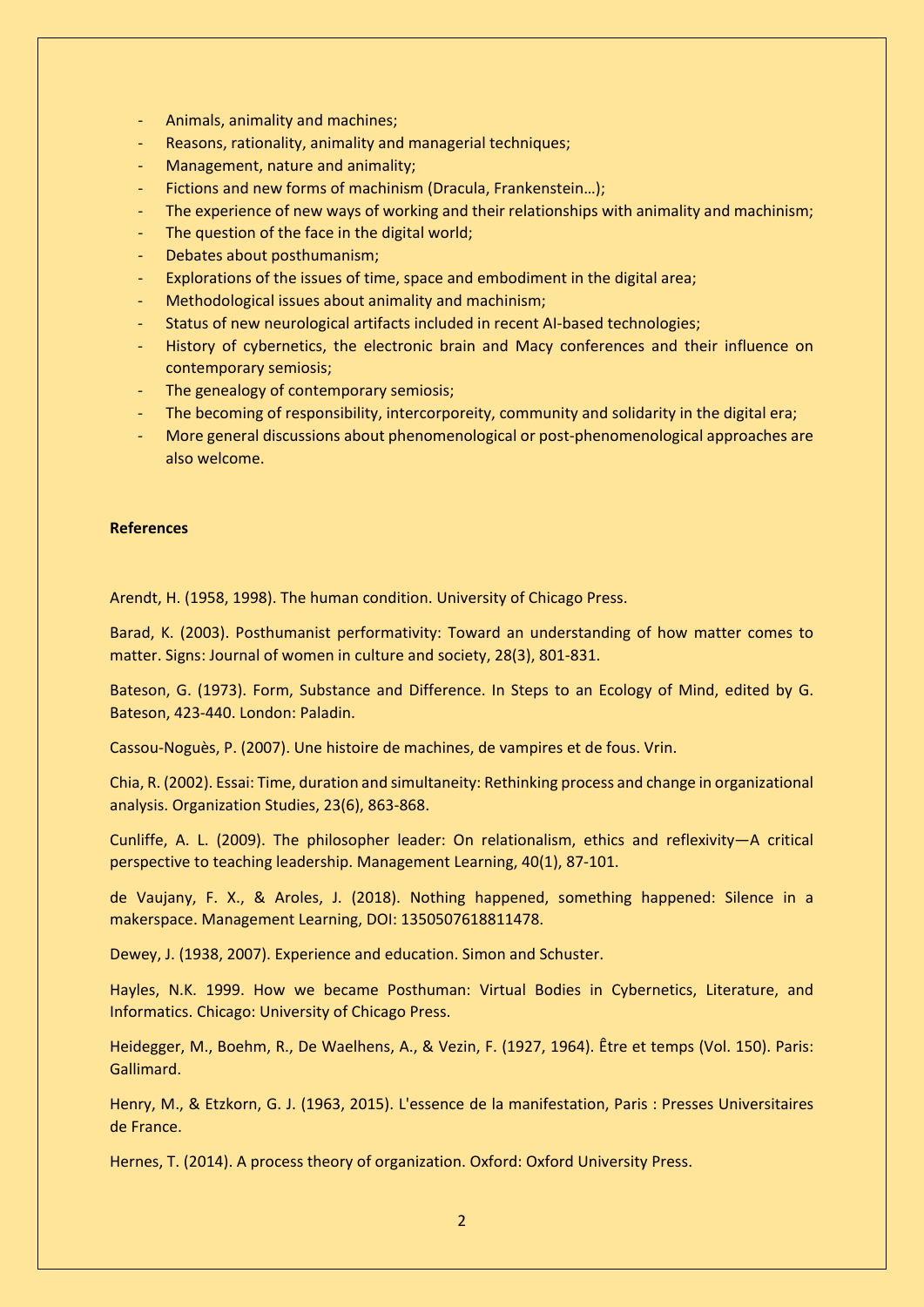- Animals, animality and machines;
- Reasons, rationality, animality and managerial techniques;
- Management, nature and animality;
- Fictions and new forms of machinism (Dracula, Frankenstein…);
- The experience of new ways of working and their relationships with animality and machinism;
- The question of the face in the digital world;
- Debates about posthumanism;
- Explorations of the issues of time, space and embodiment in the digital area;
- Methodological issues about animality and machinism;
- Status of new neurological artifacts included in recent AI-based technologies;
- History of cybernetics, the electronic brain and Macy conferences and their influence on contemporary semiosis;
- The genealogy of contemporary semiosis;
- The becoming of responsibility, intercorporeity, community and solidarity in the digital era;
- More general discussions about phenomenological or post-phenomenological approaches are also welcome.

**References**

Arendt, H. (1958, 1998). The human condition. University of Chicago Press.

Barad, K. (2003). Posthumanist performativity: Toward an understanding of how matter comes to matter. Signs: Journal of women in culture and society, 28(3), 801-831.

Bateson, G. (1973). Form, Substance and Difference. In Steps to an Ecology of Mind, edited by G. Bateson, 423-440. London: Paladin.

Cassou-Noguès, P. (2007). Une histoire de machines, de vampires et de fous. Vrin.

Chia, R. (2002). Essai: Time, duration and simultaneity: Rethinking process and change in organizational analysis. Organization Studies, 23(6), 863-868.

Cunliffe, A. L. (2009). The philosopher leader: On relationalism, ethics and reflexivity—A critical perspective to teaching leadership. Management Learning, 40(1), 87-101.

de Vaujany, F. X., & Aroles, J. (2018). Nothing happened, something happened: Silence in a makerspace. Management Learning, DOI: 1350507618811478.

Dewey, J. (1938, 2007). Experience and education. Simon and Schuster.

Hayles, N.K. 1999. How we became Posthuman: Virtual Bodies in Cybernetics, Literature, and Informatics. Chicago: University of Chicago Press.

Heidegger, M., Boehm, R., De Waelhens, A., & Vezin, F. (1927, 1964). Être et temps (Vol. 150). Paris: Gallimard.

Henry, M., & Etzkorn, G. J. (1963, 2015). L'essence de la manifestation, Paris : Presses Universitaires de France.

Hernes, T. (2014). A process theory of organization. Oxford: Oxford University Press.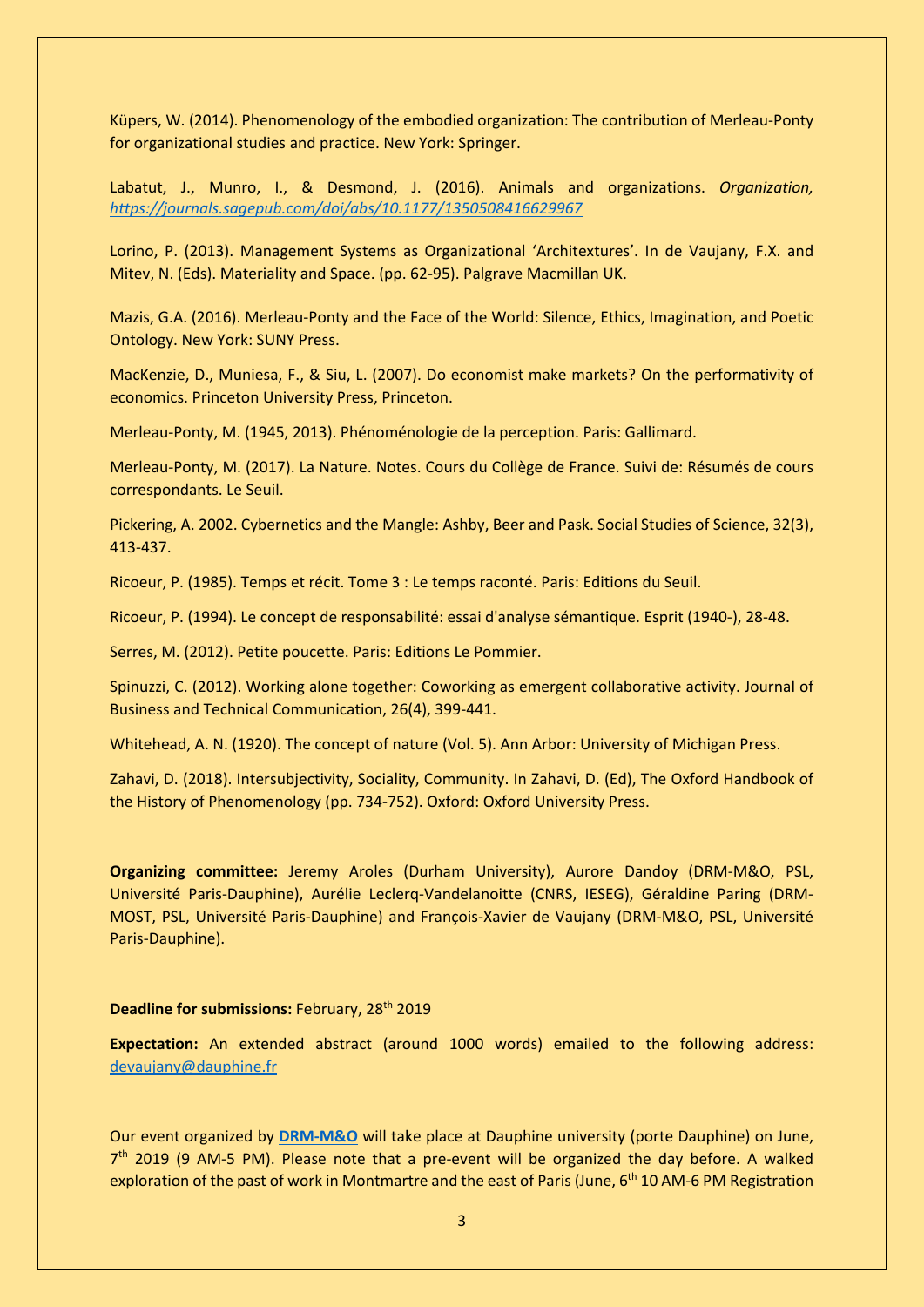Küpers, W. (2014). Phenomenology of the embodied organization: The contribution of Merleau-Ponty for organizational studies and practice. New York: Springer.

Labatut, J., Munro, I., & Desmond, J. (2016). Animals and organizations. *Organization, https://journals.sagepub.com/doi/abs/10.1177/1350508416629967*

Lorino, P. (2013). Management Systems as Organizational 'Architextures'. In de Vaujany, F.X. and Mitev, N. (Eds). Materiality and Space. (pp. 62-95). Palgrave Macmillan UK.

Mazis, G.A. (2016). Merleau-Ponty and the Face of the World: Silence, Ethics, Imagination, and Poetic Ontology. New York: SUNY Press.

MacKenzie, D., Muniesa, F., & Siu, L. (2007). Do economist make markets? On the performativity of economics. Princeton University Press, Princeton.

Merleau-Ponty, M. (1945, 2013). Phénoménologie de la perception. Paris: Gallimard.

Merleau-Ponty, M. (2017). La Nature. Notes. Cours du Collège de France. Suivi de: Résumés de cours correspondants. Le Seuil.

Pickering, A. 2002. Cybernetics and the Mangle: Ashby, Beer and Pask. Social Studies of Science, 32(3), 413-437.

Ricoeur, P. (1985). Temps et récit. Tome 3 : Le temps raconté. Paris: Editions du Seuil.

Ricoeur, P. (1994). Le concept de responsabilité: essai d'analyse sémantique. Esprit (1940-), 28-48.

Serres, M. (2012). Petite poucette. Paris: Editions Le Pommier.

Spinuzzi, C. (2012). Working alone together: Coworking as emergent collaborative activity. Journal of Business and Technical Communication, 26(4), 399-441.

Whitehead, A. N. (1920). The concept of nature (Vol. 5). Ann Arbor: University of Michigan Press.

Zahavi, D. (2018). Intersubjectivity, Sociality, Community. In Zahavi, D. (Ed), The Oxford Handbook of the History of Phenomenology (pp. 734-752). Oxford: Oxford University Press.

**Organizing committee:** Jeremy Aroles (Durham University), Aurore Dandoy (DRM-M&O, PSL, Université Paris-Dauphine), Aurélie Leclerq-Vandelanoitte (CNRS, IESEG), Géraldine Paring (DRM-MOST, PSL, Université Paris-Dauphine) and François-Xavier de Vaujany (DRM-M&O, PSL, Université Paris-Dauphine).

**Deadline for submissions:** February, 28th 2019

**Expectation:** An extended abstract (around 1000 words) emailed to the following address: devaujany@dauphine.fr

Our event organized by **DRM-M&O** will take place at Dauphine university (porte Dauphine) on June, 7th 2019 (9 AM-5 PM). Please note that a pre-event will be organized the day before. A walked exploration of the past of work in Montmartre and the east of Paris (June, 6th 10 AM-6 PM Registration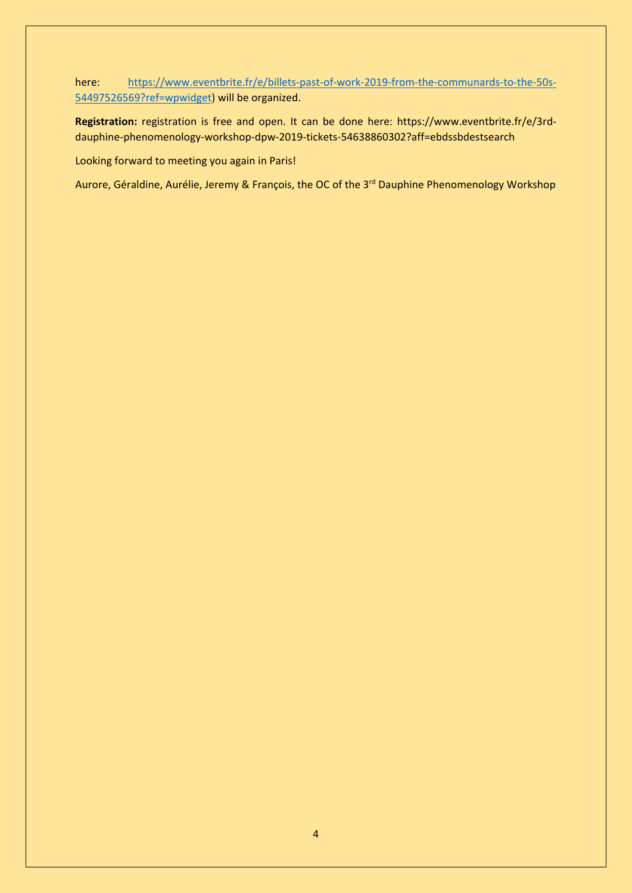here: https://www.eventbrite.fr/e/billets-past-of-work-2019-from-the-communards-to-the-50s-54497526569?ref=wpwidget) will be organized.

**Registration:** registration is free and open. It can be done here: https://www.eventbrite.fr/e/3rd-dauphine-phenomenology-workshop-dpw-2019-tickets-54638860302?aff=ebdssbdestsearch

Looking forward to meeting you again in Paris!

Aurore, Géraldine, Aurélie, Jeremy & François, the OC of the 3rd Dauphine Phenomenology Workshop